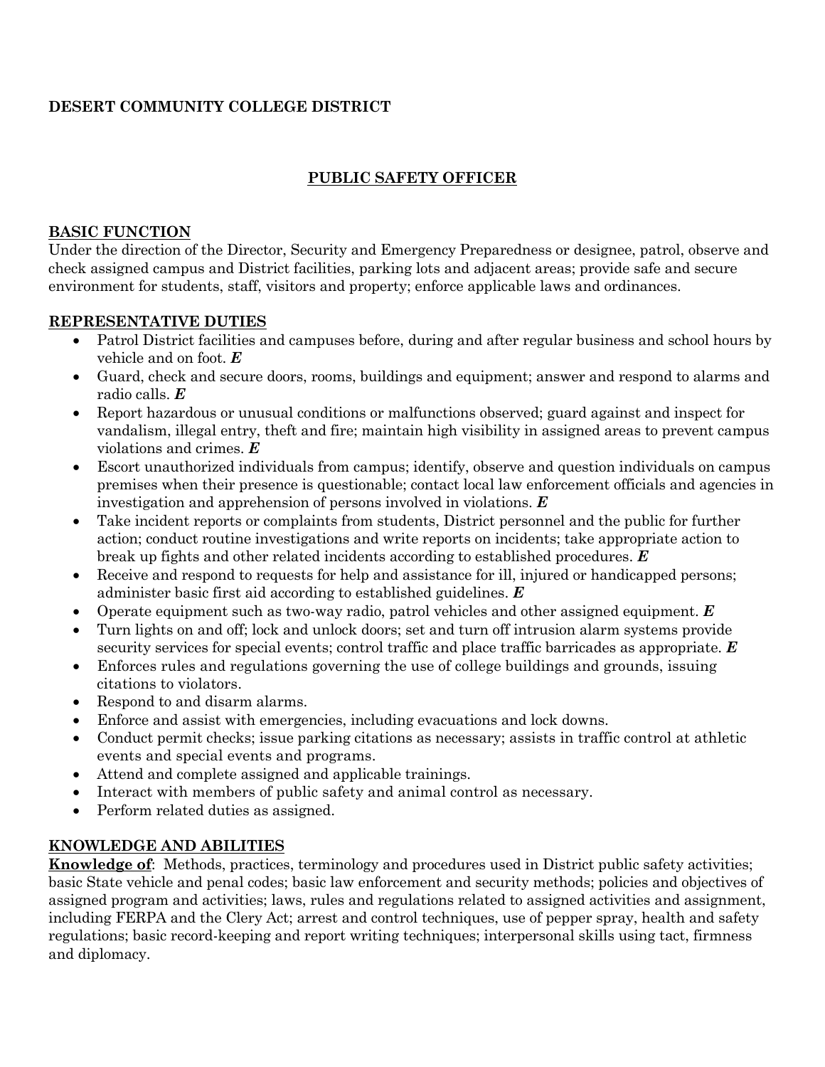**DESERT COMMUNITY COLLEGE DISTRICT**

## PUBLIC SAFETY OFFICER

### BASIC FUNCTION

Under the direction of the Director, Security and Emergency Preparedness or designee, patrol, observe and check assigned campus and District facilities, parking lots and adjacent areas; provide safe and secure environment for students, staff, visitors and property; enforce applicable laws and ordinances.

### REPRESENTATIVE DUTIES

- Patrol District facilities and campuses before, during and after regular business and school hours by vehicle and on foot. ***E***
- Guard, check and secure doors, rooms, buildings and equipment; answer and respond to alarms and radio calls. ***E***
- Report hazardous or unusual conditions or malfunctions observed; guard against and inspect for vandalism, illegal entry, theft and fire; maintain high visibility in assigned areas to prevent campus violations and crimes. ***E***
- Escort unauthorized individuals from campus; identify, observe and question individuals on campus premises when their presence is questionable; contact local law enforcement officials and agencies in investigation and apprehension of persons involved in violations. ***E***
- Take incident reports or complaints from students, District personnel and the public for further action; conduct routine investigations and write reports on incidents; take appropriate action to break up fights and other related incidents according to established procedures. ***E***
- Receive and respond to requests for help and assistance for ill, injured or handicapped persons; administer basic first aid according to established guidelines. ***E***
- Operate equipment such as two-way radio, patrol vehicles and other assigned equipment. ***E***
- Turn lights on and off; lock and unlock doors; set and turn off intrusion alarm systems provide security services for special events; control traffic and place traffic barricades as appropriate. ***E***
- Enforces rules and regulations governing the use of college buildings and grounds, issuing citations to violators.
- Respond to and disarm alarms.
- Enforce and assist with emergencies, including evacuations and lock downs.
- Conduct permit checks; issue parking citations as necessary; assists in traffic control at athletic events and special events and programs.
- Attend and complete assigned and applicable trainings.
- Interact with members of public safety and animal control as necessary.
- Perform related duties as assigned.

### KNOWLEDGE AND ABILITIES

**Knowledge of**: Methods, practices, terminology and procedures used in District public safety activities; basic State vehicle and penal codes; basic law enforcement and security methods; policies and objectives of assigned program and activities; laws, rules and regulations related to assigned activities and assignment, including FERPA and the Clery Act; arrest and control techniques, use of pepper spray, health and safety regulations; basic record-keeping and report writing techniques; interpersonal skills using tact, firmness and diplomacy.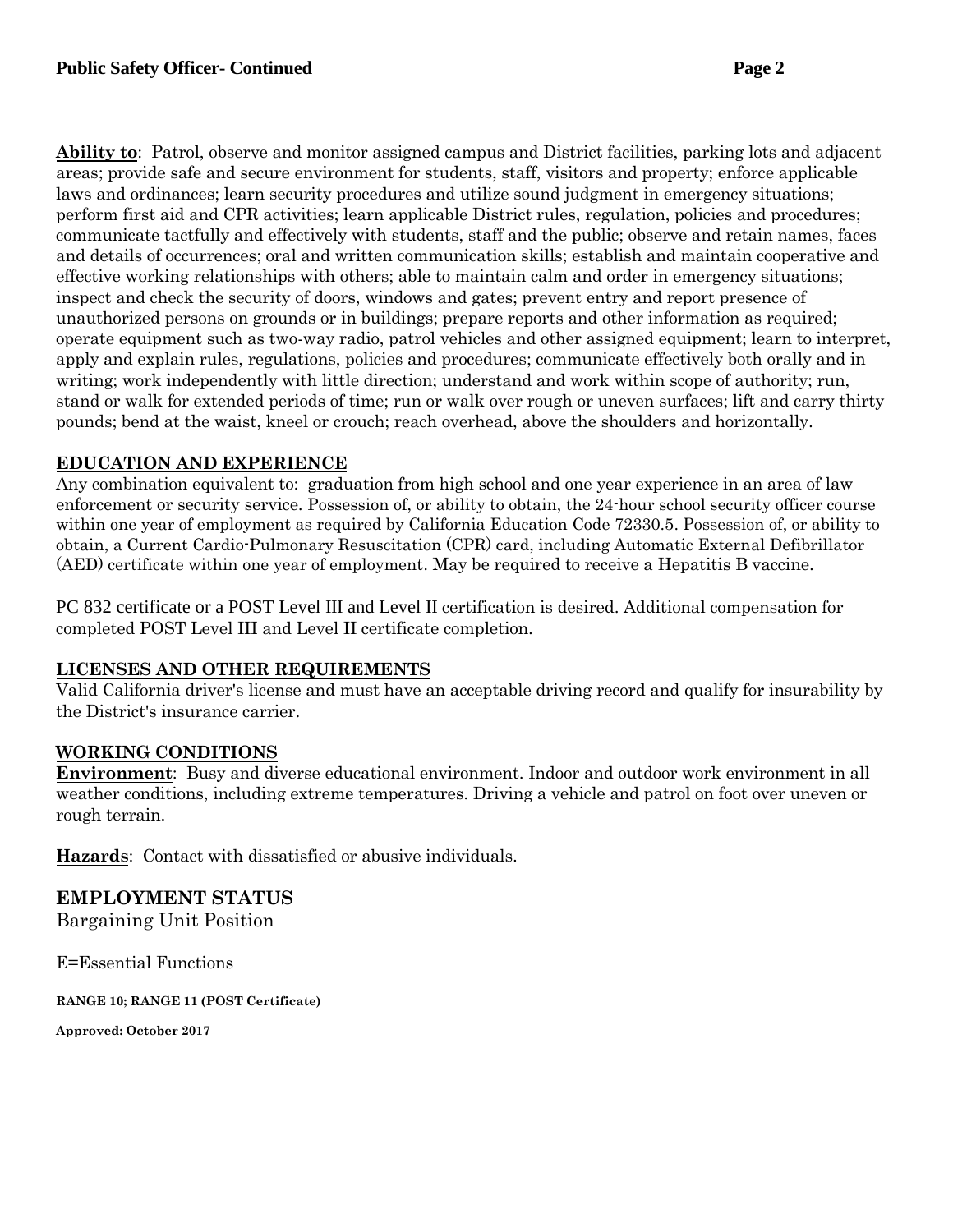**Ability to**: Patrol, observe and monitor assigned campus and District facilities, parking lots and adjacent areas; provide safe and secure environment for students, staff, visitors and property; enforce applicable laws and ordinances; learn security procedures and utilize sound judgment in emergency situations; perform first aid and CPR activities; learn applicable District rules, regulation, policies and procedures; communicate tactfully and effectively with students, staff and the public; observe and retain names, faces and details of occurrences; oral and written communication skills; establish and maintain cooperative and effective working relationships with others; able to maintain calm and order in emergency situations; inspect and check the security of doors, windows and gates; prevent entry and report presence of unauthorized persons on grounds or in buildings; prepare reports and other information as required; operate equipment such as two-way radio, patrol vehicles and other assigned equipment; learn to interpret, apply and explain rules, regulations, policies and procedures; communicate effectively both orally and in writing; work independently with little direction; understand and work within scope of authority; run, stand or walk for extended periods of time; run or walk over rough or uneven surfaces; lift and carry thirty pounds; bend at the waist, kneel or crouch; reach overhead, above the shoulders and horizontally.

## EDUCATION AND EXPERIENCE

Any combination equivalent to: graduation from high school and one year experience in an area of law enforcement or security service. Possession of, or ability to obtain, the 24-hour school security officer course within one year of employment as required by California Education Code 72330.5. Possession of, or ability to obtain, a Current Cardio-Pulmonary Resuscitation (CPR) card, including Automatic External Defibrillator (AED) certificate within one year of employment. May be required to receive a Hepatitis B vaccine.

PC 832 certificate or a POST Level III and Level II certification is desired. Additional compensation for completed POST Level III and Level II certificate completion.

## LICENSES AND OTHER REQUIREMENTS

Valid California driver's license and must have an acceptable driving record and qualify for insurability by the District's insurance carrier.

## WORKING CONDITIONS

**Environment**: Busy and diverse educational environment. Indoor and outdoor work environment in all weather conditions, including extreme temperatures. Driving a vehicle and patrol on foot over uneven or rough terrain.

**Hazards**: Contact with dissatisfied or abusive individuals.

## EMPLOYMENT STATUS

Bargaining Unit Position

E=Essential Functions

**RANGE 10; RANGE 11 (POST Certificate)**

**Approved: October 2017**